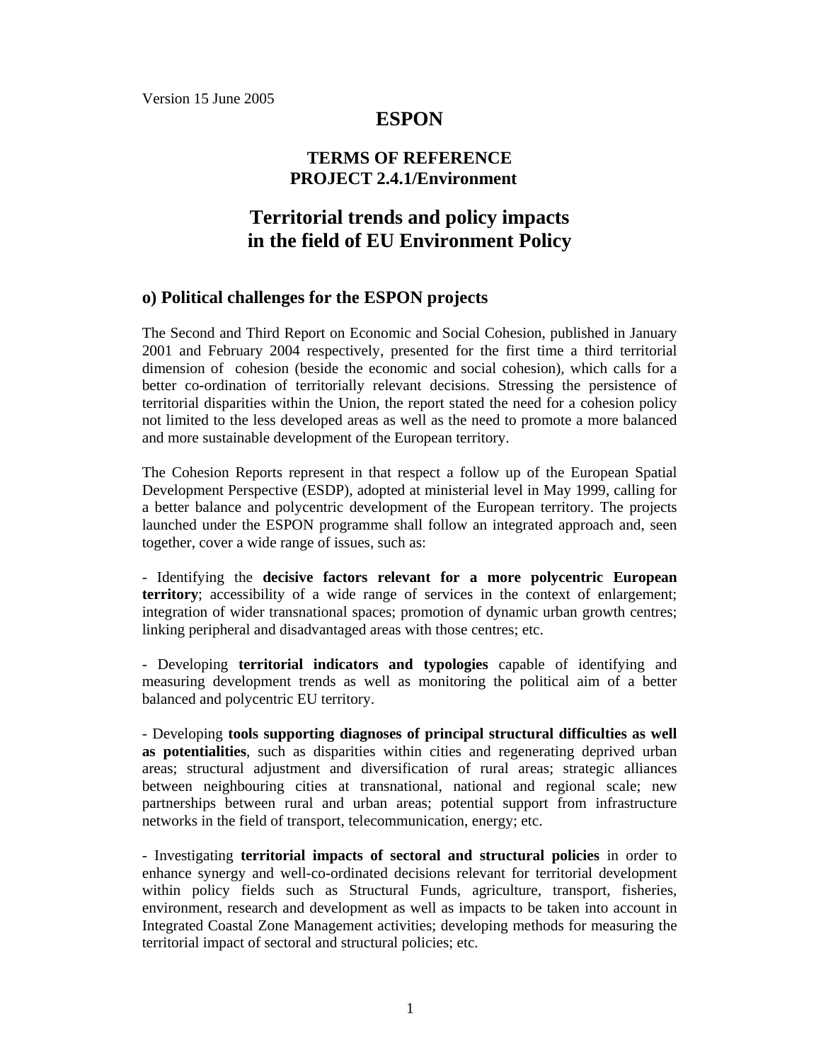Version 15 June 2005

# ESPON

## TERMS OF REFERENCE
## PROJECT 2.4.1/Environment

# Territorial trends and policy impacts in the field of EU Environment Policy

## o) Political challenges for the ESPON projects

The Second and Third Report on Economic and Social Cohesion, published in January 2001 and February 2004 respectively, presented for the first time a third territorial dimension of cohesion (beside the economic and social cohesion), which calls for a better co-ordination of territorially relevant decisions. Stressing the persistence of territorial disparities within the Union, the report stated the need for a cohesion policy not limited to the less developed areas as well as the need to promote a more balanced and more sustainable development of the European territory.

The Cohesion Reports represent in that respect a follow up of the European Spatial Development Perspective (ESDP), adopted at ministerial level in May 1999, calling for a better balance and polycentric development of the European territory. The projects launched under the ESPON programme shall follow an integrated approach and, seen together, cover a wide range of issues, such as:

- Identifying the **decisive factors relevant for a more polycentric European territory**; accessibility of a wide range of services in the context of enlargement; integration of wider transnational spaces; promotion of dynamic urban growth centres; linking peripheral and disadvantaged areas with those centres; etc.

- Developing **territorial indicators and typologies** capable of identifying and measuring development trends as well as monitoring the political aim of a better balanced and polycentric EU territory.

- Developing **tools supporting diagnoses of principal structural difficulties as well as potentialities**, such as disparities within cities and regenerating deprived urban areas; structural adjustment and diversification of rural areas; strategic alliances between neighbouring cities at transnational, national and regional scale; new partnerships between rural and urban areas; potential support from infrastructure networks in the field of transport, telecommunication, energy; etc.

- Investigating **territorial impacts of sectoral and structural policies** in order to enhance synergy and well-co-ordinated decisions relevant for territorial development within policy fields such as Structural Funds, agriculture, transport, fisheries, environment, research and development as well as impacts to be taken into account in Integrated Coastal Zone Management activities; developing methods for measuring the territorial impact of sectoral and structural policies; etc.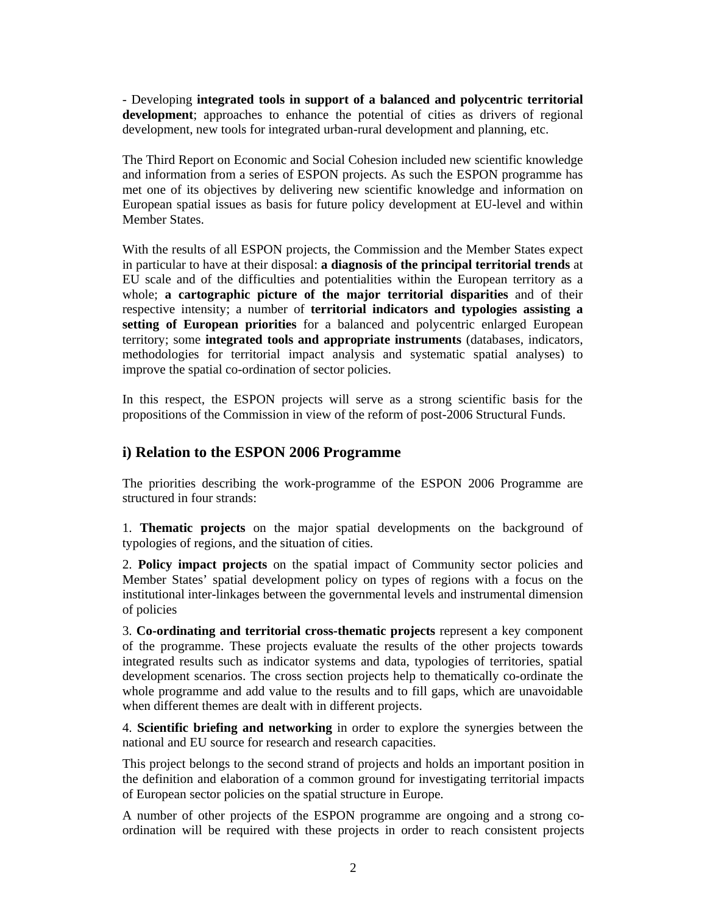- Developing **integrated tools in support of a balanced and polycentric territorial development**; approaches to enhance the potential of cities as drivers of regional development, new tools for integrated urban-rural development and planning, etc.

The Third Report on Economic and Social Cohesion included new scientific knowledge and information from a series of ESPON projects. As such the ESPON programme has met one of its objectives by delivering new scientific knowledge and information on European spatial issues as basis for future policy development at EU-level and within Member States.

With the results of all ESPON projects, the Commission and the Member States expect in particular to have at their disposal: **a diagnosis of the principal territorial trends** at EU scale and of the difficulties and potentialities within the European territory as a whole; **a cartographic picture of the major territorial disparities** and of their respective intensity; a number of **territorial indicators and typologies assisting a setting of European priorities** for a balanced and polycentric enlarged European territory; some **integrated tools and appropriate instruments** (databases, indicators, methodologies for territorial impact analysis and systematic spatial analyses) to improve the spatial co-ordination of sector policies.

In this respect, the ESPON projects will serve as a strong scientific basis for the propositions of the Commission in view of the reform of post-2006 Structural Funds.

## i) Relation to the ESPON 2006 Programme

The priorities describing the work-programme of the ESPON 2006 Programme are structured in four strands:

1. **Thematic projects** on the major spatial developments on the background of typologies of regions, and the situation of cities.

2. **Policy impact projects** on the spatial impact of Community sector policies and Member States' spatial development policy on types of regions with a focus on the institutional inter-linkages between the governmental levels and instrumental dimension of policies

3. **Co-ordinating and territorial cross-thematic projects** represent a key component of the programme. These projects evaluate the results of the other projects towards integrated results such as indicator systems and data, typologies of territories, spatial development scenarios. The cross section projects help to thematically co-ordinate the whole programme and add value to the results and to fill gaps, which are unavoidable when different themes are dealt with in different projects.

4. **Scientific briefing and networking** in order to explore the synergies between the national and EU source for research and research capacities.

This project belongs to the second strand of projects and holds an important position in the definition and elaboration of a common ground for investigating territorial impacts of European sector policies on the spatial structure in Europe.

A number of other projects of the ESPON programme are ongoing and a strong co-ordination will be required with these projects in order to reach consistent projects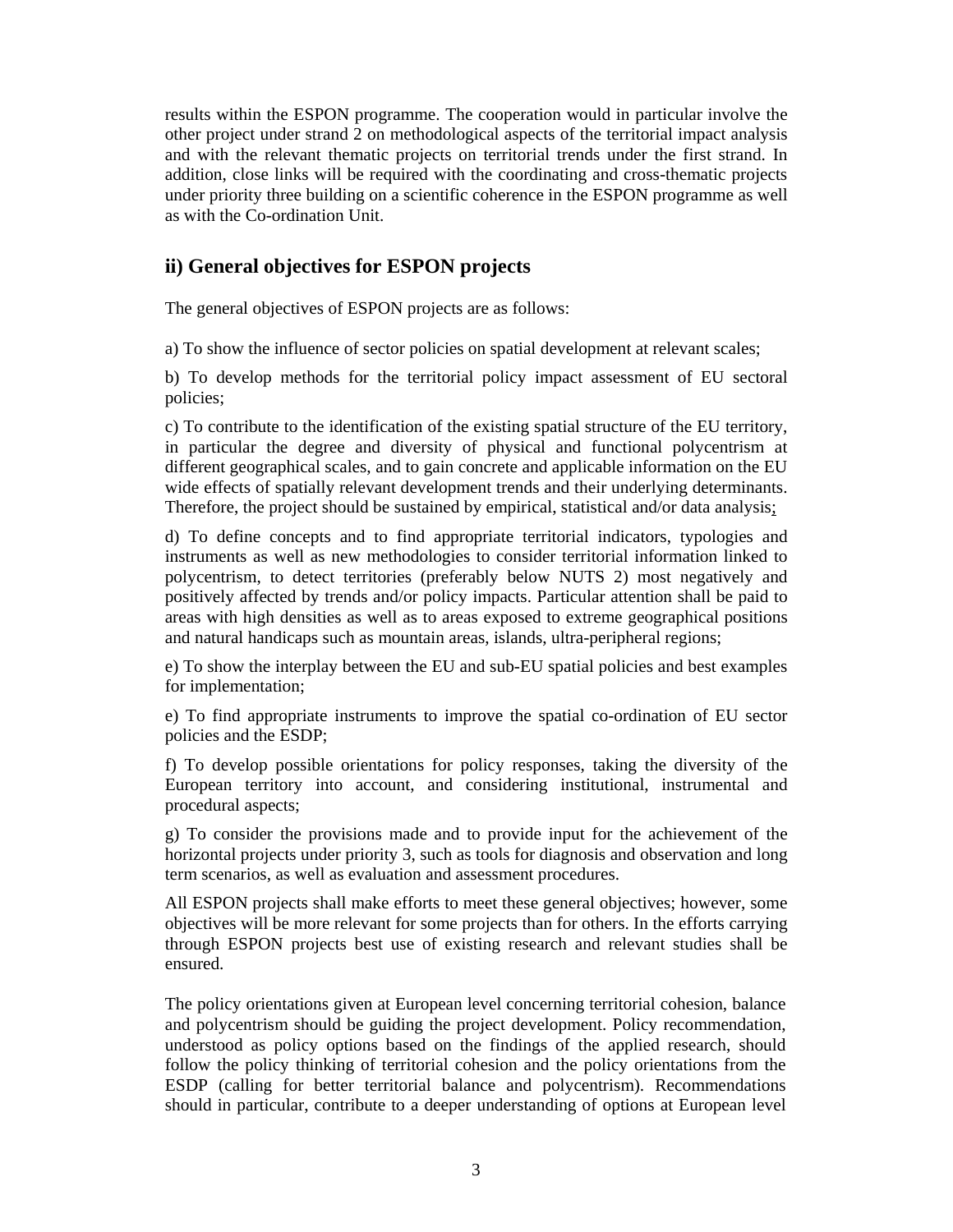results within the ESPON programme. The cooperation would in particular involve the other project under strand 2 on methodological aspects of the territorial impact analysis and with the relevant thematic projects on territorial trends under the first strand. In addition, close links will be required with the coordinating and cross-thematic projects under priority three building on a scientific coherence in the ESPON programme as well as with the Co-ordination Unit.

## ii) General objectives for ESPON projects

The general objectives of ESPON projects are as follows:

a) To show the influence of sector policies on spatial development at relevant scales;

b) To develop methods for the territorial policy impact assessment of EU sectoral policies;

c) To contribute to the identification of the existing spatial structure of the EU territory, in particular the degree and diversity of physical and functional polycentrism at different geographical scales, and to gain concrete and applicable information on the EU wide effects of spatially relevant development trends and their underlying determinants. Therefore, the project should be sustained by empirical, statistical and/or data analysis;

d) To define concepts and to find appropriate territorial indicators, typologies and instruments as well as new methodologies to consider territorial information linked to polycentrism, to detect territories (preferably below NUTS 2) most negatively and positively affected by trends and/or policy impacts. Particular attention shall be paid to areas with high densities as well as to areas exposed to extreme geographical positions and natural handicaps such as mountain areas, islands, ultra-peripheral regions;

e) To show the interplay between the EU and sub-EU spatial policies and best examples for implementation;

e) To find appropriate instruments to improve the spatial co-ordination of EU sector policies and the ESDP;

f) To develop possible orientations for policy responses, taking the diversity of the European territory into account, and considering institutional, instrumental and procedural aspects;

g) To consider the provisions made and to provide input for the achievement of the horizontal projects under priority 3, such as tools for diagnosis and observation and long term scenarios, as well as evaluation and assessment procedures.

All ESPON projects shall make efforts to meet these general objectives; however, some objectives will be more relevant for some projects than for others. In the efforts carrying through ESPON projects best use of existing research and relevant studies shall be ensured.

The policy orientations given at European level concerning territorial cohesion, balance and polycentrism should be guiding the project development. Policy recommendation, understood as policy options based on the findings of the applied research, should follow the policy thinking of territorial cohesion and the policy orientations from the ESDP (calling for better territorial balance and polycentrism). Recommendations should in particular, contribute to a deeper understanding of options at European level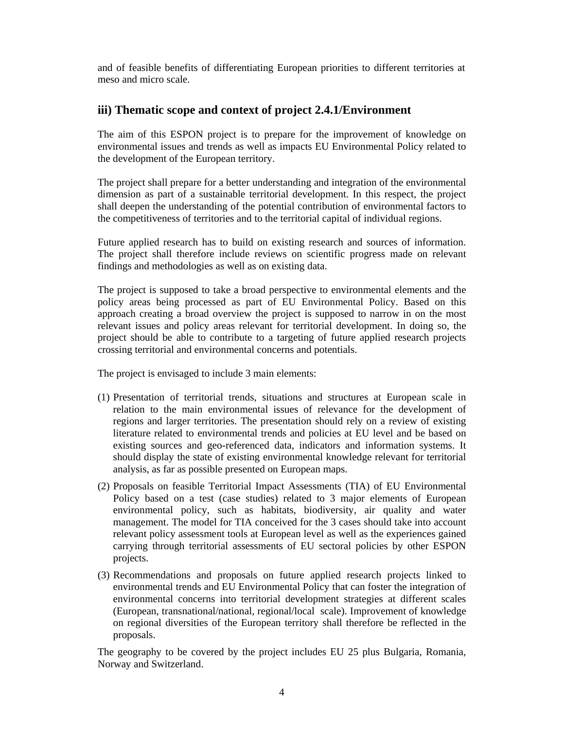and of feasible benefits of differentiating European priorities to different territories at meso and micro scale.

## iii) Thematic scope and context of project 2.4.1/Environment

The aim of this ESPON project is to prepare for the improvement of knowledge on environmental issues and trends as well as impacts EU Environmental Policy related to the development of the European territory.

The project shall prepare for a better understanding and integration of the environmental dimension as part of a sustainable territorial development. In this respect, the project shall deepen the understanding of the potential contribution of environmental factors to the competitiveness of territories and to the territorial capital of individual regions.

Future applied research has to build on existing research and sources of information. The project shall therefore include reviews on scientific progress made on relevant findings and methodologies as well as on existing data.

The project is supposed to take a broad perspective to environmental elements and the policy areas being processed as part of EU Environmental Policy. Based on this approach creating a broad overview the project is supposed to narrow in on the most relevant issues and policy areas relevant for territorial development. In doing so, the project should be able to contribute to a targeting of future applied research projects crossing territorial and environmental concerns and potentials.

The project is envisaged to include 3 main elements:

(1) Presentation of territorial trends, situations and structures at European scale in relation to the main environmental issues of relevance for the development of regions and larger territories. The presentation should rely on a review of existing literature related to environmental trends and policies at EU level and be based on existing sources and geo-referenced data, indicators and information systems. It should display the state of existing environmental knowledge relevant for territorial analysis, as far as possible presented on European maps.

(2) Proposals on feasible Territorial Impact Assessments (TIA) of EU Environmental Policy based on a test (case studies) related to 3 major elements of European environmental policy, such as habitats, biodiversity, air quality and water management. The model for TIA conceived for the 3 cases should take into account relevant policy assessment tools at European level as well as the experiences gained carrying through territorial assessments of EU sectoral policies by other ESPON projects.

(3) Recommendations and proposals on future applied research projects linked to environmental trends and EU Environmental Policy that can foster the integration of environmental concerns into territorial development strategies at different scales (European, transnational/national, regional/local scale). Improvement of knowledge on regional diversities of the European territory shall therefore be reflected in the proposals.

The geography to be covered by the project includes EU 25 plus Bulgaria, Romania, Norway and Switzerland.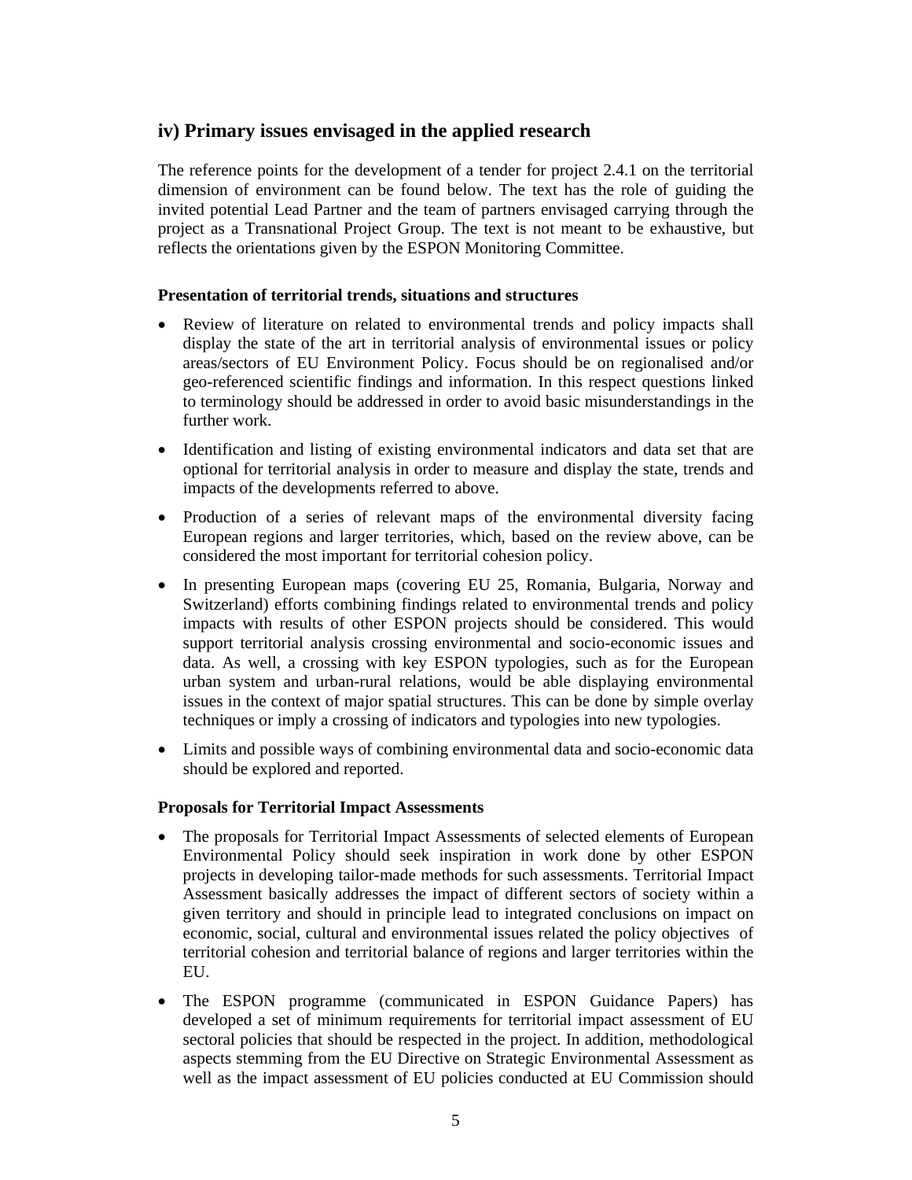## iv) Primary issues envisaged in the applied research

The reference points for the development of a tender for project 2.4.1 on the territorial dimension of environment can be found below. The text has the role of guiding the invited potential Lead Partner and the team of partners envisaged carrying through the project as a Transnational Project Group. The text is not meant to be exhaustive, but reflects the orientations given by the ESPON Monitoring Committee.

**Presentation of territorial trends, situations and structures**

- Review of literature on related to environmental trends and policy impacts shall display the state of the art in territorial analysis of environmental issues or policy areas/sectors of EU Environment Policy. Focus should be on regionalised and/or geo-referenced scientific findings and information. In this respect questions linked to terminology should be addressed in order to avoid basic misunderstandings in the further work.
- Identification and listing of existing environmental indicators and data set that are optional for territorial analysis in order to measure and display the state, trends and impacts of the developments referred to above.
- Production of a series of relevant maps of the environmental diversity facing European regions and larger territories, which, based on the review above, can be considered the most important for territorial cohesion policy.
- In presenting European maps (covering EU 25, Romania, Bulgaria, Norway and Switzerland) efforts combining findings related to environmental trends and policy impacts with results of other ESPON projects should be considered. This would support territorial analysis crossing environmental and socio-economic issues and data. As well, a crossing with key ESPON typologies, such as for the European urban system and urban-rural relations, would be able displaying environmental issues in the context of major spatial structures. This can be done by simple overlay techniques or imply a crossing of indicators and typologies into new typologies.
- Limits and possible ways of combining environmental data and socio-economic data should be explored and reported.

**Proposals for Territorial Impact Assessments**

- The proposals for Territorial Impact Assessments of selected elements of European Environmental Policy should seek inspiration in work done by other ESPON projects in developing tailor-made methods for such assessments. Territorial Impact Assessment basically addresses the impact of different sectors of society within a given territory and should in principle lead to integrated conclusions on impact on economic, social, cultural and environmental issues related the policy objectives of territorial cohesion and territorial balance of regions and larger territories within the EU.
- The ESPON programme (communicated in ESPON Guidance Papers) has developed a set of minimum requirements for territorial impact assessment of EU sectoral policies that should be respected in the project. In addition, methodological aspects stemming from the EU Directive on Strategic Environmental Assessment as well as the impact assessment of EU policies conducted at EU Commission should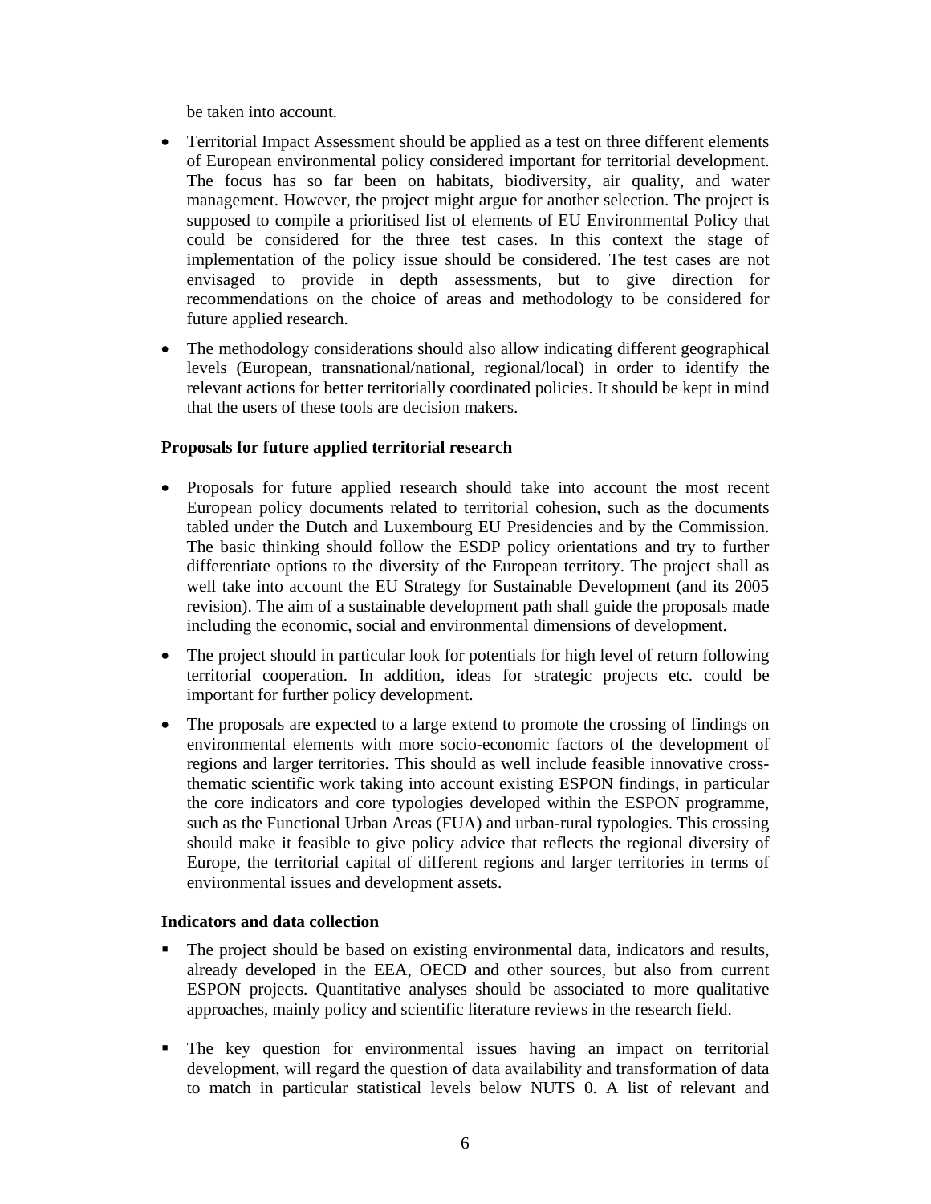be taken into account.

- Territorial Impact Assessment should be applied as a test on three different elements of European environmental policy considered important for territorial development. The focus has so far been on habitats, biodiversity, air quality, and water management. However, the project might argue for another selection. The project is supposed to compile a prioritised list of elements of EU Environmental Policy that could be considered for the three test cases. In this context the stage of implementation of the policy issue should be considered. The test cases are not envisaged to provide in depth assessments, but to give direction for recommendations on the choice of areas and methodology to be considered for future applied research.
- The methodology considerations should also allow indicating different geographical levels (European, transnational/national, regional/local) in order to identify the relevant actions for better territorially coordinated policies. It should be kept in mind that the users of these tools are decision makers.

**Proposals for future applied territorial research**

- Proposals for future applied research should take into account the most recent European policy documents related to territorial cohesion, such as the documents tabled under the Dutch and Luxembourg EU Presidencies and by the Commission. The basic thinking should follow the ESDP policy orientations and try to further differentiate options to the diversity of the European territory. The project shall as well take into account the EU Strategy for Sustainable Development (and its 2005 revision). The aim of a sustainable development path shall guide the proposals made including the economic, social and environmental dimensions of development.
- The project should in particular look for potentials for high level of return following territorial cooperation. In addition, ideas for strategic projects etc. could be important for further policy development.
- The proposals are expected to a large extend to promote the crossing of findings on environmental elements with more socio-economic factors of the development of regions and larger territories. This should as well include feasible innovative cross-thematic scientific work taking into account existing ESPON findings, in particular the core indicators and core typologies developed within the ESPON programme, such as the Functional Urban Areas (FUA) and urban-rural typologies. This crossing should make it feasible to give policy advice that reflects the regional diversity of Europe, the territorial capital of different regions and larger territories in terms of environmental issues and development assets.

**Indicators and data collection**

- The project should be based on existing environmental data, indicators and results, already developed in the EEA, OECD and other sources, but also from current ESPON projects. Quantitative analyses should be associated to more qualitative approaches, mainly policy and scientific literature reviews in the research field.
- The key question for environmental issues having an impact on territorial development, will regard the question of data availability and transformation of data to match in particular statistical levels below NUTS 0. A list of relevant and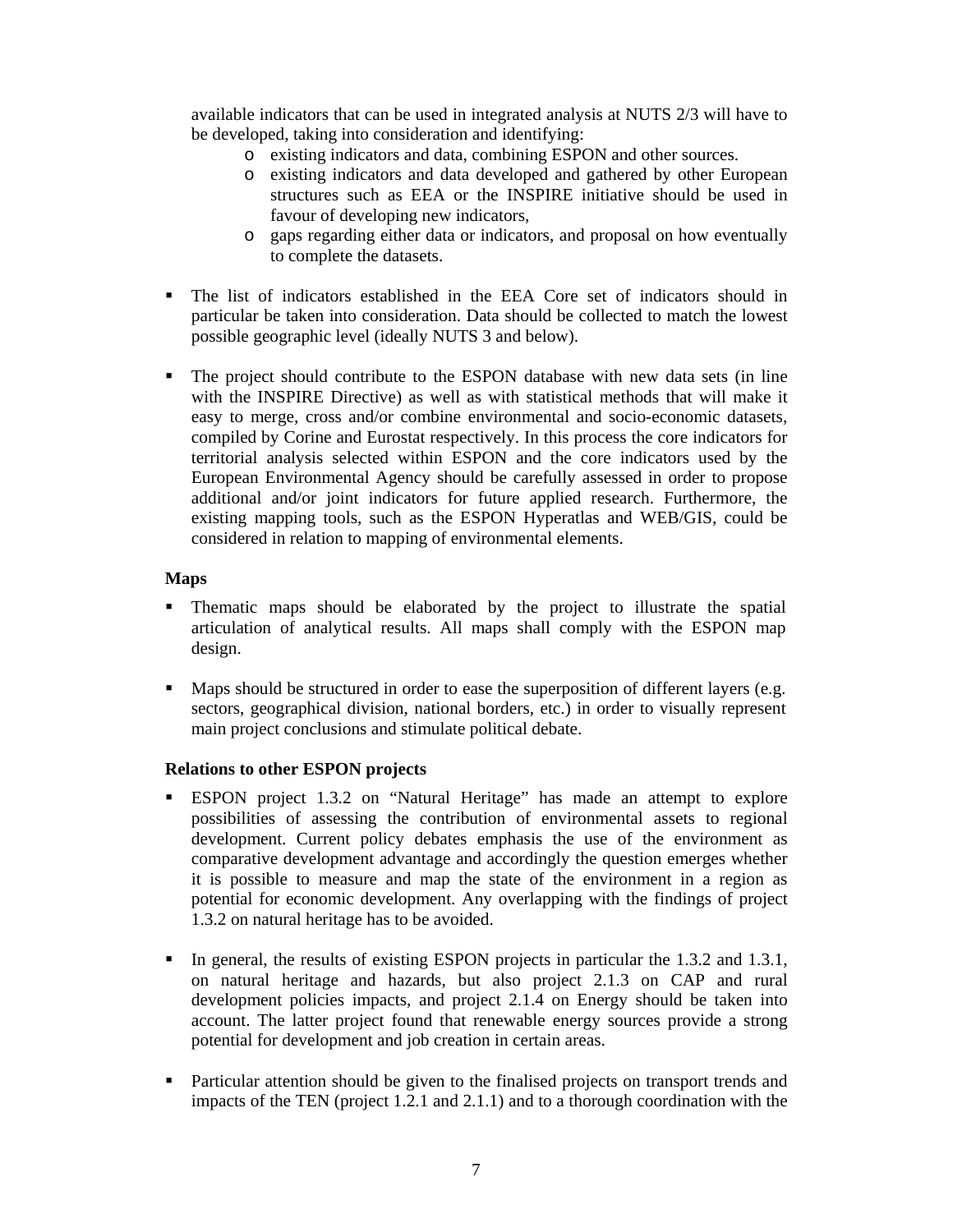available indicators that can be used in integrated analysis at NUTS 2/3 will have to be developed, taking into consideration and identifying:

  - existing indicators and data, combining ESPON and other sources.
  - existing indicators and data developed and gathered by other European structures such as EEA or the INSPIRE initiative should be used in favour of developing new indicators,
  - gaps regarding either data or indicators, and proposal on how eventually to complete the datasets.

- The list of indicators established in the EEA Core set of indicators should in particular be taken into consideration. Data should be collected to match the lowest possible geographic level (ideally NUTS 3 and below).

- The project should contribute to the ESPON database with new data sets (in line with the INSPIRE Directive) as well as with statistical methods that will make it easy to merge, cross and/or combine environmental and socio-economic datasets, compiled by Corine and Eurostat respectively. In this process the core indicators for territorial analysis selected within ESPON and the core indicators used by the European Environmental Agency should be carefully assessed in order to propose additional and/or joint indicators for future applied research. Furthermore, the existing mapping tools, such as the ESPON Hyperatlas and WEB/GIS, could be considered in relation to mapping of environmental elements.

**Maps**

- Thematic maps should be elaborated by the project to illustrate the spatial articulation of analytical results. All maps shall comply with the ESPON map design.

- Maps should be structured in order to ease the superposition of different layers (e.g. sectors, geographical division, national borders, etc.) in order to visually represent main project conclusions and stimulate political debate.

**Relations to other ESPON projects**

- ESPON project 1.3.2 on "Natural Heritage" has made an attempt to explore possibilities of assessing the contribution of environmental assets to regional development. Current policy debates emphasis the use of the environment as comparative development advantage and accordingly the question emerges whether it is possible to measure and map the state of the environment in a region as potential for economic development. Any overlapping with the findings of project 1.3.2 on natural heritage has to be avoided.

- In general, the results of existing ESPON projects in particular the 1.3.2 and 1.3.1, on natural heritage and hazards, but also project 2.1.3 on CAP and rural development policies impacts, and project 2.1.4 on Energy should be taken into account. The latter project found that renewable energy sources provide a strong potential for development and job creation in certain areas.

- Particular attention should be given to the finalised projects on transport trends and impacts of the TEN (project 1.2.1 and 2.1.1) and to a thorough coordination with the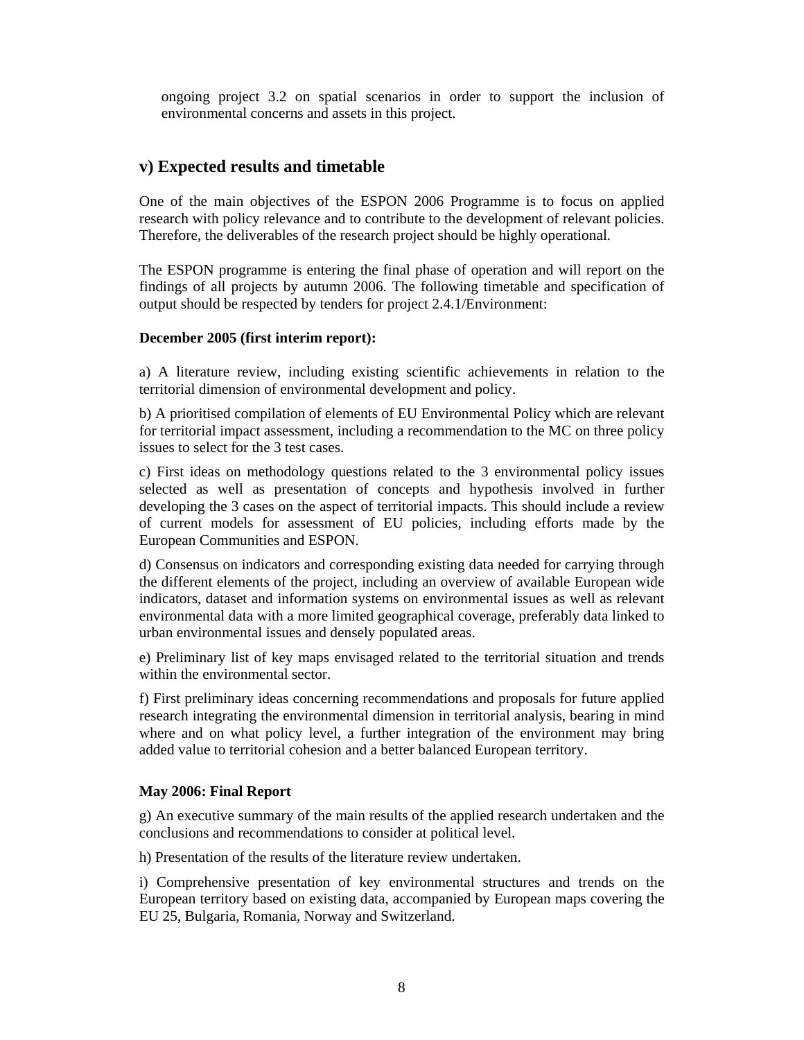ongoing project 3.2 on spatial scenarios in order to support the inclusion of environmental concerns and assets in this project.

## v) Expected results and timetable

One of the main objectives of the ESPON 2006 Programme is to focus on applied research with policy relevance and to contribute to the development of relevant policies. Therefore, the deliverables of the research project should be highly operational.

The ESPON programme is entering the final phase of operation and will report on the findings of all projects by autumn 2006. The following timetable and specification of output should be respected by tenders for project 2.4.1/Environment:

**December 2005 (first interim report):**

a) A literature review, including existing scientific achievements in relation to the territorial dimension of environmental development and policy.

b) A prioritised compilation of elements of EU Environmental Policy which are relevant for territorial impact assessment, including a recommendation to the MC on three policy issues to select for the 3 test cases.

c) First ideas on methodology questions related to the 3 environmental policy issues selected as well as presentation of concepts and hypothesis involved in further developing the 3 cases on the aspect of territorial impacts. This should include a review of current models for assessment of EU policies, including efforts made by the European Communities and ESPON.

d) Consensus on indicators and corresponding existing data needed for carrying through the different elements of the project, including an overview of available European wide indicators, dataset and information systems on environmental issues as well as relevant environmental data with a more limited geographical coverage, preferably data linked to urban environmental issues and densely populated areas.

e) Preliminary list of key maps envisaged related to the territorial situation and trends within the environmental sector.

f) First preliminary ideas concerning recommendations and proposals for future applied research integrating the environmental dimension in territorial analysis, bearing in mind where and on what policy level, a further integration of the environment may bring added value to territorial cohesion and a better balanced European territory.

**May 2006: Final Report**

g) An executive summary of the main results of the applied research undertaken and the conclusions and recommendations to consider at political level.

h) Presentation of the results of the literature review undertaken.

i) Comprehensive presentation of key environmental structures and trends on the European territory based on existing data, accompanied by European maps covering the EU 25, Bulgaria, Romania, Norway and Switzerland.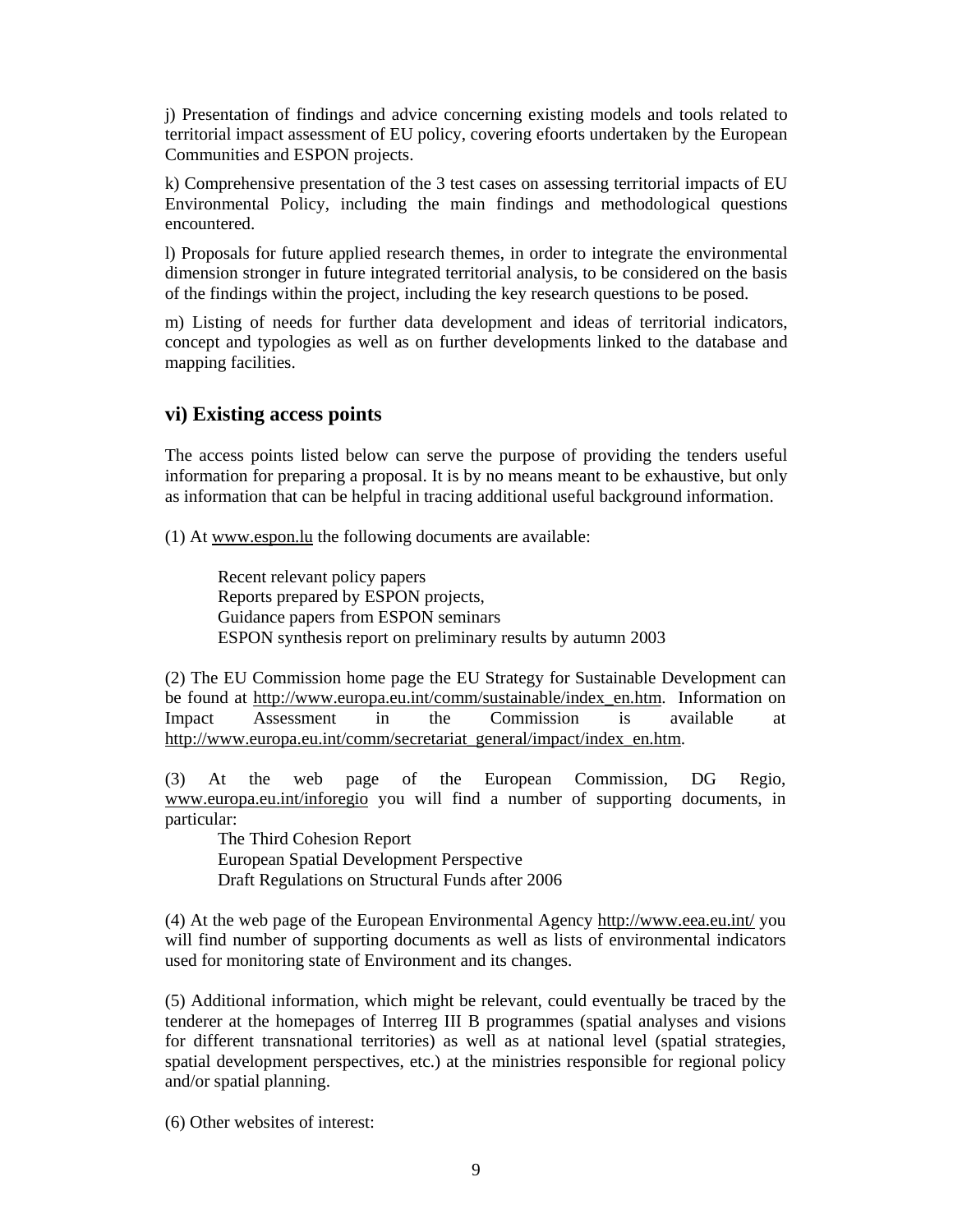j) Presentation of findings and advice concerning existing models and tools related to territorial impact assessment of EU policy, covering efoorts undertaken by the European Communities and ESPON projects.

k) Comprehensive presentation of the 3 test cases on assessing territorial impacts of EU Environmental Policy, including the main findings and methodological questions encountered.

l) Proposals for future applied research themes, in order to integrate the environmental dimension stronger in future integrated territorial analysis, to be considered on the basis of the findings within the project, including the key research questions to be posed.

m) Listing of needs for further data development and ideas of territorial indicators, concept and typologies as well as on further developments linked to the database and mapping facilities.

## vi) Existing access points

The access points listed below can serve the purpose of providing the tenders useful information for preparing a proposal. It is by no means meant to be exhaustive, but only as information that can be helpful in tracing additional useful background information.

(1) At www.espon.lu the following documents are available:

Recent relevant policy papers
Reports prepared by ESPON projects,
Guidance papers from ESPON seminars
ESPON synthesis report on preliminary results by autumn 2003

(2) The EU Commission home page the EU Strategy for Sustainable Development can be found at http://www.europa.eu.int/comm/sustainable/index_en.htm. Information on Impact Assessment in the Commission is available at http://www.europa.eu.int/comm/secretariat_general/impact/index_en.htm.

(3) At the web page of the European Commission, DG Regio, www.europa.eu.int/inforegio you will find a number of supporting documents, in particular:

The Third Cohesion Report
European Spatial Development Perspective
Draft Regulations on Structural Funds after 2006

(4) At the web page of the European Environmental Agency http://www.eea.eu.int/ you will find number of supporting documents as well as lists of environmental indicators used for monitoring state of Environment and its changes.

(5) Additional information, which might be relevant, could eventually be traced by the tenderer at the homepages of Interreg III B programmes (spatial analyses and visions for different transnational territories) as well as at national level (spatial strategies, spatial development perspectives, etc.) at the ministries responsible for regional policy and/or spatial planning.

(6) Other websites of interest: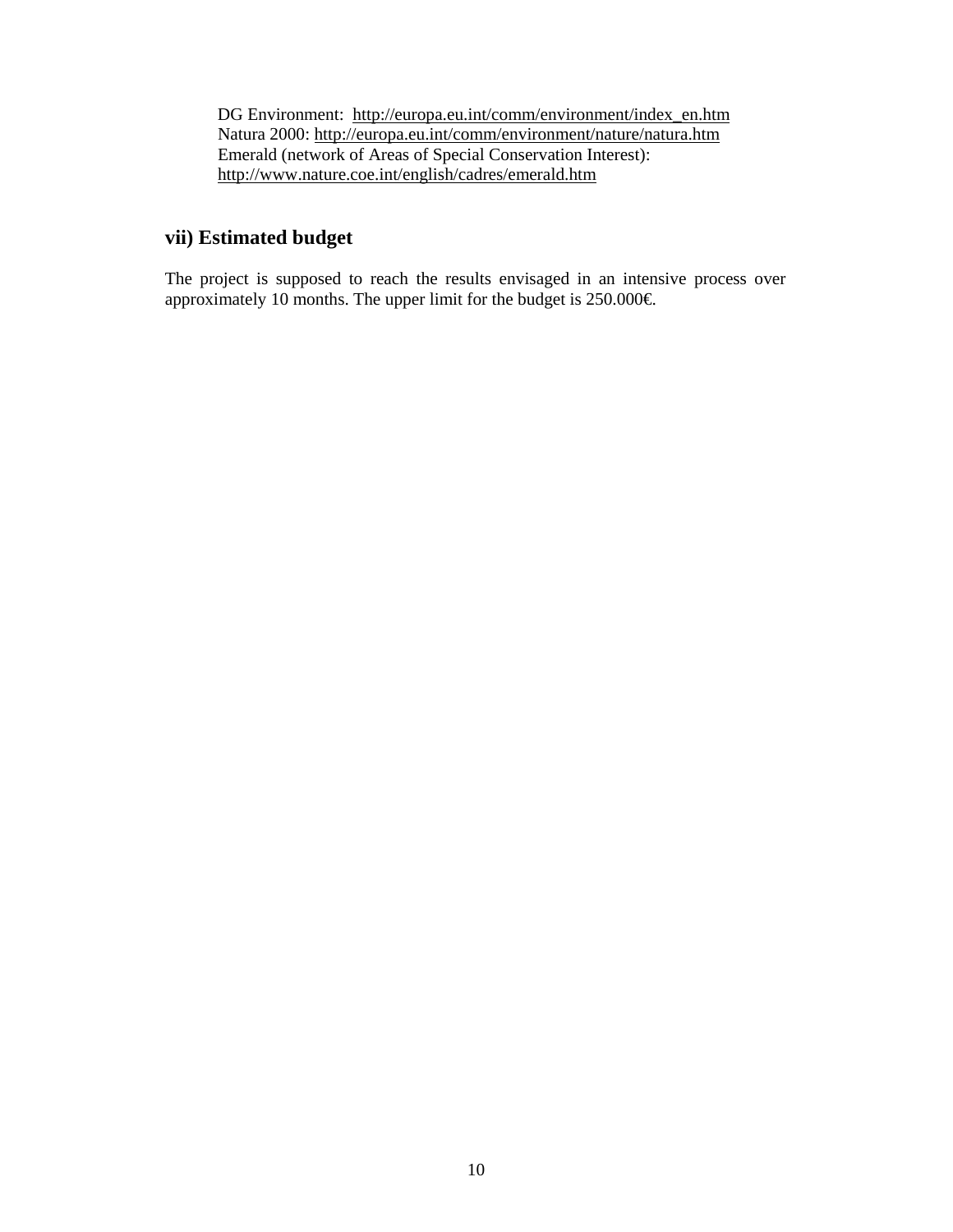DG Environment: http://europa.eu.int/comm/environment/index_en.htm
Natura 2000: http://europa.eu.int/comm/environment/nature/natura.htm
Emerald (network of Areas of Special Conservation Interest):
http://www.nature.coe.int/english/cadres/emerald.htm

## vii) Estimated budget

The project is supposed to reach the results envisaged in an intensive process over approximately 10 months. The upper limit for the budget is 250.000€.